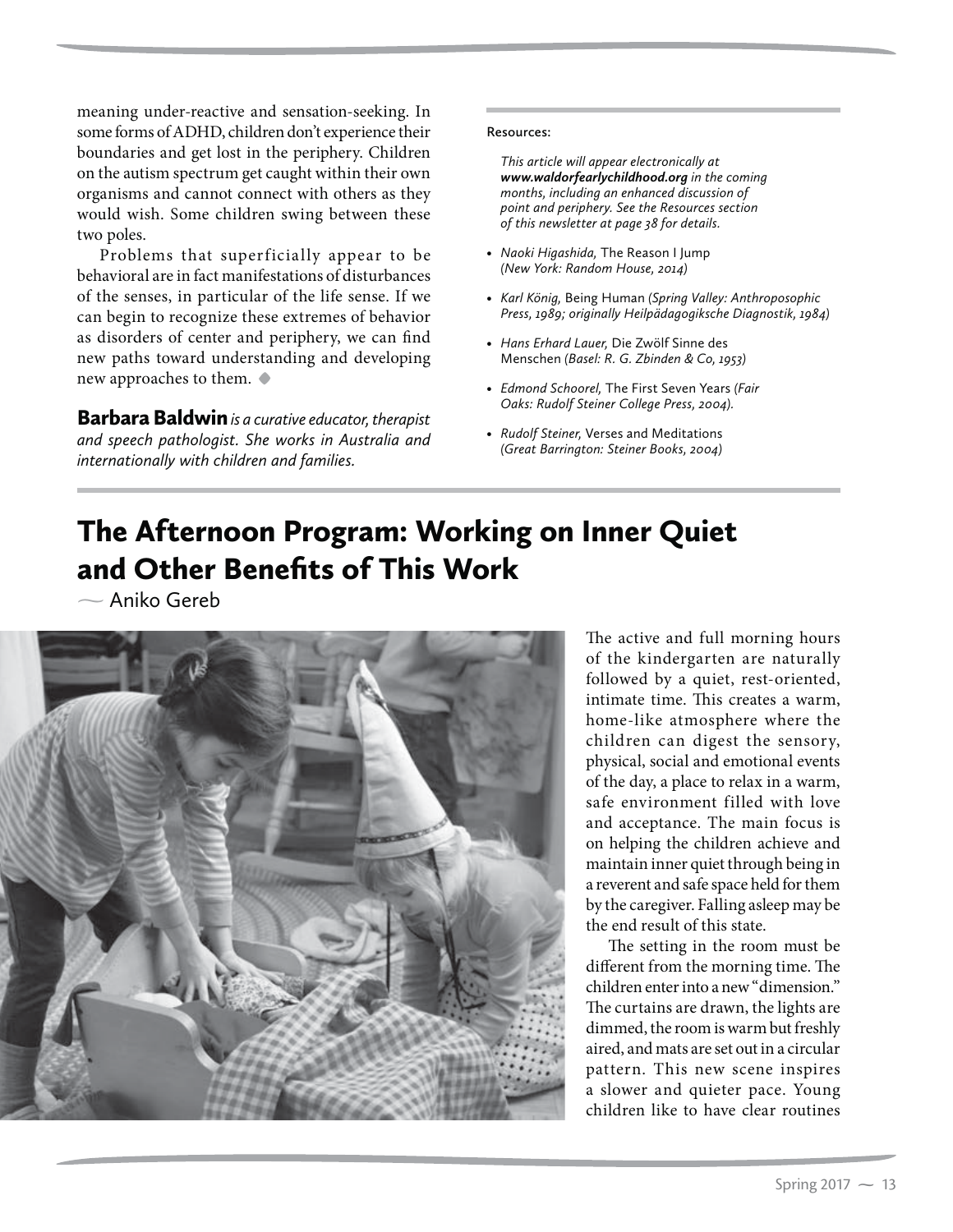meaning under-reactive and sensation-seeking. In some forms of ADHD, children don't experience their boundaries and get lost in the periphery. Children on the autism spectrum get caught within their own organisms and cannot connect with others as they would wish. Some children swing between these two poles.

Problems that superficially appear to be behavioral are in fact manifestations of disturbances of the senses, in particular of the life sense. If we can begin to recognize these extremes of behavior as disorders of center and periphery, we can find new paths toward understanding and developing new approaches to them. ◆

**Barbara Baldwin** *is a curative educator, therapist and speech pathologist. She works in Australia and internationally with children and families.*

Resources:

*This article will appear electronically at **www.waldorfearlychildhood.org** in the coming months, including an enhanced discussion of point and periphery. See the Resources section of this newsletter at page 38 for details.*

- *Naoki Higashida,* The Reason I Jump (*New York: Random House, 2014*)
- *Karl König,* Being Human *(Spring Valley: Anthroposophic Press, 1989; originally Heilpädagogiksche Diagnostik, 1984)*
- *Hans Erhard Lauer,* Die Zwölf Sinne des Menschen *(Basel: R. G. Zbinden & Co, 1953)*
- *Edmond Schoorel,* The First Seven Years *(Fair Oaks: Rudolf Steiner College Press, 2004).*
- *Rudolf Steiner,* Verses and Meditations *(Great Barrington: Steiner Books, 2004)*

# The Afternoon Program: Working on Inner Quiet and Other Benefits of This Work

~ Aniko Gereb

The active and full morning hours of the kindergarten are naturally followed by a quiet, rest-oriented, intimate time. This creates a warm, home-like atmosphere where the children can digest the sensory, physical, social and emotional events of the day, a place to relax in a warm, safe environment filled with love and acceptance. The main focus is on helping the children achieve and maintain inner quiet through being in a reverent and safe space held for them by the caregiver. Falling asleep may be the end result of this state.

The setting in the room must be different from the morning time. The children enter into a new "dimension." The curtains are drawn, the lights are dimmed, the room is warm but freshly aired, and mats are set out in a circular pattern. This new scene inspires a slower and quieter pace. Young children like to have clear routines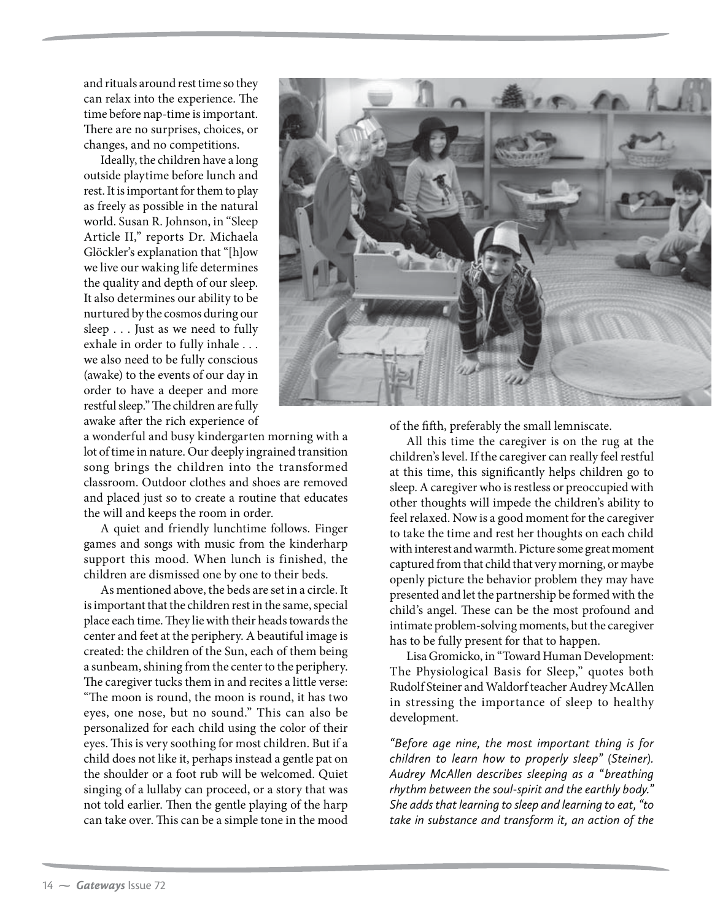and rituals around rest time so they can relax into the experience. The time before nap-time is important. There are no surprises, choices, or changes, and no competitions.

Ideally, the children have a long outside playtime before lunch and rest. It is important for them to play as freely as possible in the natural world. Susan R. Johnson, in "Sleep Article II," reports Dr. Michaela Glöckler's explanation that "[h]ow we live our waking life determines the quality and depth of our sleep. It also determines our ability to be nurtured by the cosmos during our sleep . . . Just as we need to fully exhale in order to fully inhale . . . we also need to be fully conscious (awake) to the events of our day in order to have a deeper and more restful sleep." The children are fully awake after the rich experience of a wonderful and busy kindergarten morning with a lot of time in nature. Our deeply ingrained transition song brings the children into the transformed classroom. Outdoor clothes and shoes are removed and placed just so to create a routine that educates the will and keeps the room in order.

A quiet and friendly lunchtime follows. Finger games and songs with music from the kinderharp support this mood. When lunch is finished, the children are dismissed one by one to their beds.

As mentioned above, the beds are set in a circle. It is important that the children rest in the same, special place each time. They lie with their heads towards the center and feet at the periphery. A beautiful image is created: the children of the Sun, each of them being a sunbeam, shining from the center to the periphery. The caregiver tucks them in and recites a little verse: "The moon is round, the moon is round, it has two eyes, one nose, but no sound." This can also be personalized for each child using the color of their eyes. This is very soothing for most children. But if a child does not like it, perhaps instead a gentle pat on the shoulder or a foot rub will be welcomed. Quiet singing of a lullaby can proceed, or a story that was not told earlier. Then the gentle playing of the harp can take over. This can be a simple tone in the mood of the fifth, preferably the small lemniscate.

All this time the caregiver is on the rug at the children's level. If the caregiver can really feel restful at this time, this significantly helps children go to sleep. A caregiver who is restless or preoccupied with other thoughts will impede the children's ability to feel relaxed. Now is a good moment for the caregiver to take the time and rest her thoughts on each child with interest and warmth. Picture some great moment captured from that child that very morning, or maybe openly picture the behavior problem they may have presented and let the partnership be formed with the child's angel. These can be the most profound and intimate problem-solving moments, but the caregiver has to be fully present for that to happen.

Lisa Gromicko, in "Toward Human Development: The Physiological Basis for Sleep," quotes both Rudolf Steiner and Waldorf teacher Audrey McAllen in stressing the importance of sleep to healthy development.

*"Before age nine, the most important thing is for children to learn how to properly sleep" (Steiner). Audrey McAllen describes sleeping as a "breathing rhythm between the soul-spirit and the earthly body." She adds that learning to sleep and learning to eat, "to take in substance and transform it, an action of the*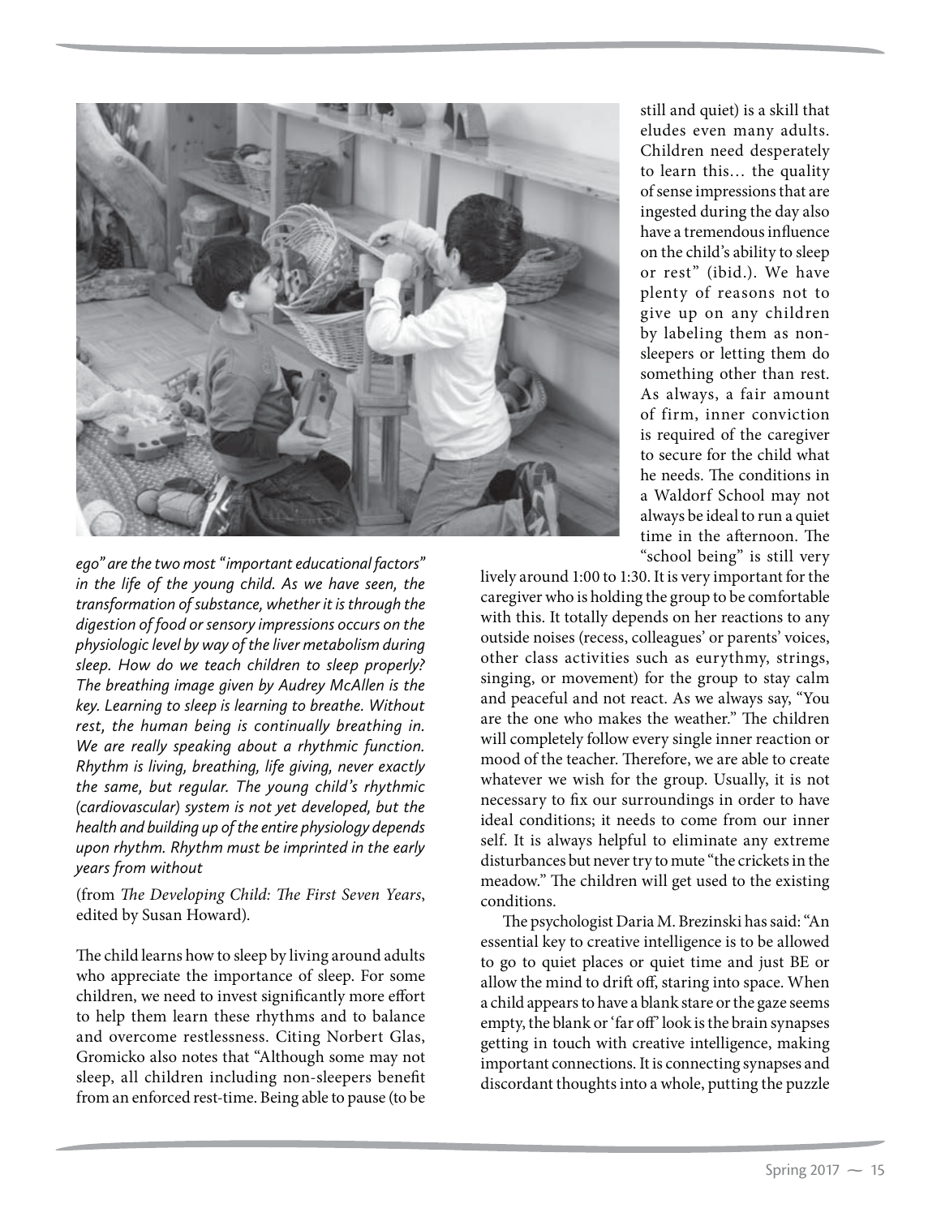*ego" are the two most "important educational factors" in the life of the young child. As we have seen, the transformation of substance, whether it is through the digestion of food or sensory impressions occurs on the physiologic level by way of the liver metabolism during sleep. How do we teach children to sleep properly? The breathing image given by Audrey McAllen is the key. Learning to sleep is learning to breathe. Without rest, the human being is continually breathing in. We are really speaking about a rhythmic function. Rhythm is living, breathing, life giving, never exactly the same, but regular. The young child's rhythmic (cardiovascular) system is not yet developed, but the health and building up of the entire physiology depends upon rhythm. Rhythm must be imprinted in the early years from without*

(from *The Developing Child: The First Seven Years*, edited by Susan Howard).

The child learns how to sleep by living around adults who appreciate the importance of sleep. For some children, we need to invest significantly more effort to help them learn these rhythms and to balance and overcome restlessness. Citing Norbert Glas, Gromicko also notes that "Although some may not sleep, all children including non-sleepers benefit from an enforced rest-time. Being able to pause (to be still and quiet) is a skill that eludes even many adults. Children need desperately to learn this… the quality of sense impressions that are ingested during the day also have a tremendous influence on the child's ability to sleep or rest" (ibid.). We have plenty of reasons not to give up on any children by labeling them as non-sleepers or letting them do something other than rest. As always, a fair amount of firm, inner conviction is required of the caregiver to secure for the child what he needs. The conditions in a Waldorf School may not always be ideal to run a quiet time in the afternoon. The "school being" is still very lively around 1:00 to 1:30. It is very important for the caregiver who is holding the group to be comfortable with this. It totally depends on her reactions to any outside noises (recess, colleagues' or parents' voices, other class activities such as eurythmy, strings, singing, or movement) for the group to stay calm and peaceful and not react. As we always say, "You are the one who makes the weather." The children will completely follow every single inner reaction or mood of the teacher. Therefore, we are able to create whatever we wish for the group. Usually, it is not necessary to fix our surroundings in order to have ideal conditions; it needs to come from our inner self. It is always helpful to eliminate any extreme disturbances but never try to mute "the crickets in the meadow." The children will get used to the existing conditions.

The psychologist Daria M. Brezinski has said: "An essential key to creative intelligence is to be allowed to go to quiet places or quiet time and just BE or allow the mind to drift off, staring into space. When a child appears to have a blank stare or the gaze seems empty, the blank or 'far off' look is the brain synapses getting in touch with creative intelligence, making important connections. It is connecting synapses and discordant thoughts into a whole, putting the puzzle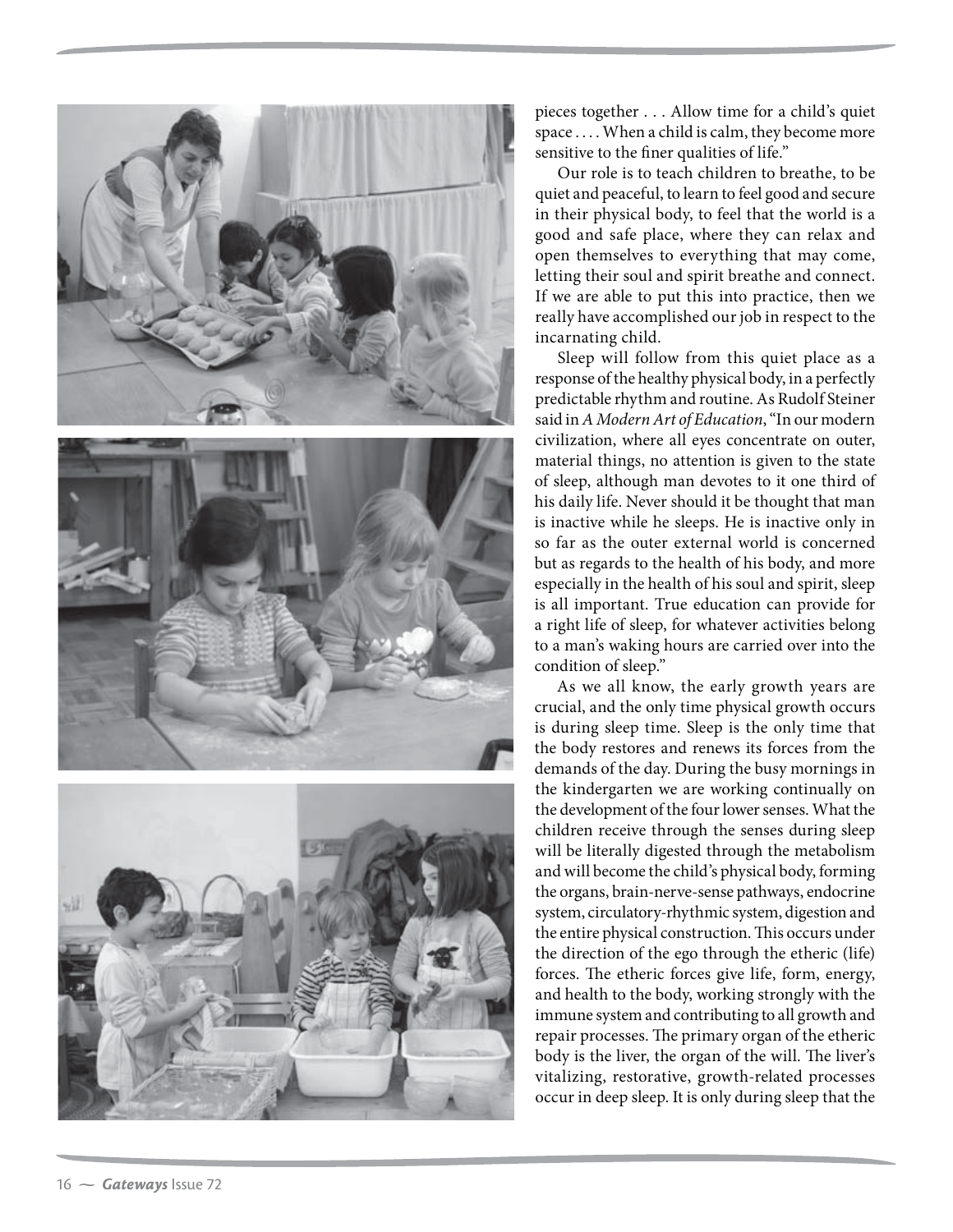pieces together . . . Allow time for a child's quiet space . . . . When a child is calm, they become more sensitive to the finer qualities of life."

Our role is to teach children to breathe, to be quiet and peaceful, to learn to feel good and secure in their physical body, to feel that the world is a good and safe place, where they can relax and open themselves to everything that may come, letting their soul and spirit breathe and connect. If we are able to put this into practice, then we really have accomplished our job in respect to the incarnating child.

Sleep will follow from this quiet place as a response of the healthy physical body, in a perfectly predictable rhythm and routine. As Rudolf Steiner said in *A Modern Art of Education*, "In our modern civilization, where all eyes concentrate on outer, material things, no attention is given to the state of sleep, although man devotes to it one third of his daily life. Never should it be thought that man is inactive while he sleeps. He is inactive only in so far as the outer external world is concerned but as regards to the health of his body, and more especially in the health of his soul and spirit, sleep is all important. True education can provide for a right life of sleep, for whatever activities belong to a man's waking hours are carried over into the condition of sleep."

As we all know, the early growth years are crucial, and the only time physical growth occurs is during sleep time. Sleep is the only time that the body restores and renews its forces from the demands of the day. During the busy mornings in the kindergarten we are working continually on the development of the four lower senses. What the children receive through the senses during sleep will be literally digested through the metabolism and will become the child's physical body, forming the organs, brain-nerve-sense pathways, endocrine system, circulatory-rhythmic system, digestion and the entire physical construction. This occurs under the direction of the ego through the etheric (life) forces. The etheric forces give life, form, energy, and health to the body, working strongly with the immune system and contributing to all growth and repair processes. The primary organ of the etheric body is the liver, the organ of the will. The liver's vitalizing, restorative, growth-related processes occur in deep sleep. It is only during sleep that the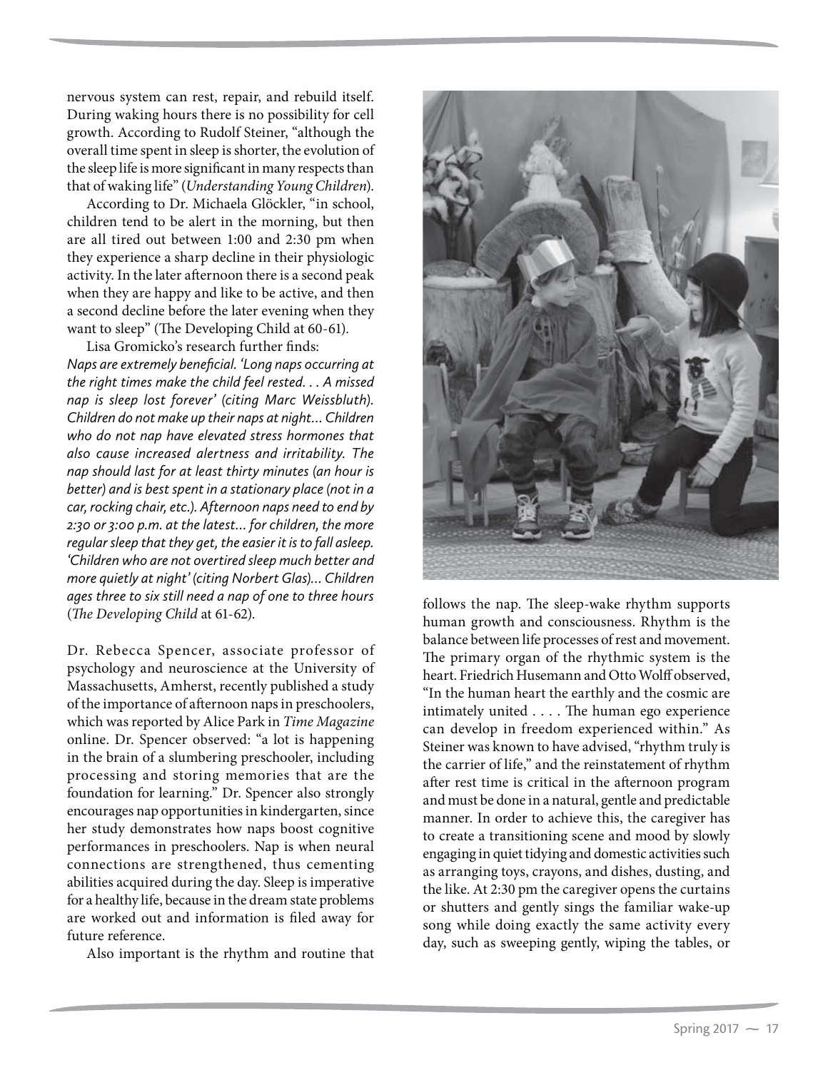nervous system can rest, repair, and rebuild itself. During waking hours there is no possibility for cell growth. According to Rudolf Steiner, "although the overall time spent in sleep is shorter, the evolution of the sleep life is more significant in many respects than that of waking life" (*Understanding Young Children*).

According to Dr. Michaela Glöckler, "in school, children tend to be alert in the morning, but then are all tired out between 1:00 and 2:30 pm when they experience a sharp decline in their physiologic activity. In the later afternoon there is a second peak when they are happy and like to be active, and then a second decline before the later evening when they want to sleep" (The Developing Child at 60-61).

Lisa Gromicko's research further finds:

*Naps are extremely beneficial. 'Long naps occurring at the right times make the child feel rested. . . A missed nap is sleep lost forever' (citing Marc Weissbluth). Children do not make up their naps at night… Children who do not nap have elevated stress hormones that also cause increased alertness and irritability. The nap should last for at least thirty minutes (an hour is better) and is best spent in a stationary place (not in a car, rocking chair, etc.). Afternoon naps need to end by 2:30 or 3:00 p.m. at the latest… for children, the more regular sleep that they get, the easier it is to fall asleep. 'Children who are not overtired sleep much better and more quietly at night' (citing Norbert Glas)… Children ages three to six still need a nap of one to three hours* (*The Developing Child* at 61-62).

Dr. Rebecca Spencer, associate professor of psychology and neuroscience at the University of Massachusetts, Amherst, recently published a study of the importance of afternoon naps in preschoolers, which was reported by Alice Park in *Time Magazine* online. Dr. Spencer observed: "a lot is happening in the brain of a slumbering preschooler, including processing and storing memories that are the foundation for learning." Dr. Spencer also strongly encourages nap opportunities in kindergarten, since her study demonstrates how naps boost cognitive performances in preschoolers. Nap is when neural connections are strengthened, thus cementing abilities acquired during the day. Sleep is imperative for a healthy life, because in the dream state problems are worked out and information is filed away for future reference.

Also important is the rhythm and routine that follows the nap. The sleep-wake rhythm supports human growth and consciousness. Rhythm is the balance between life processes of rest and movement. The primary organ of the rhythmic system is the heart. Friedrich Husemann and Otto Wolff observed, "In the human heart the earthly and the cosmic are intimately united . . . . The human ego experience can develop in freedom experienced within." As Steiner was known to have advised, "rhythm truly is the carrier of life," and the reinstatement of rhythm after rest time is critical in the afternoon program and must be done in a natural, gentle and predictable manner. In order to achieve this, the caregiver has to create a transitioning scene and mood by slowly engaging in quiet tidying and domestic activities such as arranging toys, crayons, and dishes, dusting, and the like. At 2:30 pm the caregiver opens the curtains or shutters and gently sings the familiar wake-up song while doing exactly the same activity every day, such as sweeping gently, wiping the tables, or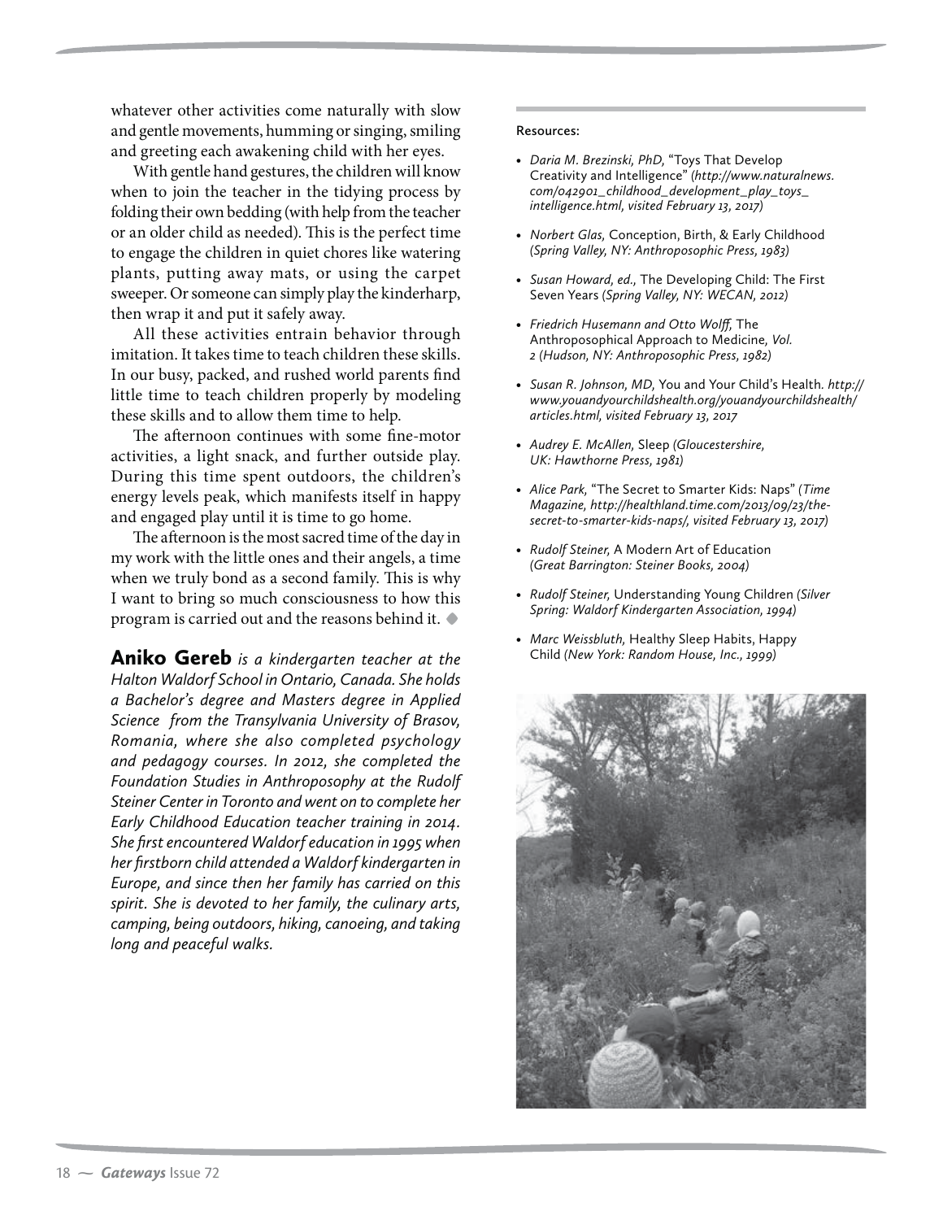whatever other activities come naturally with slow and gentle movements, humming or singing, smiling and greeting each awakening child with her eyes.

With gentle hand gestures, the children will know when to join the teacher in the tidying process by folding their own bedding (with help from the teacher or an older child as needed). This is the perfect time to engage the children in quiet chores like watering plants, putting away mats, or using the carpet sweeper. Or someone can simply play the kinderharp, then wrap it and put it safely away.

All these activities entrain behavior through imitation. It takes time to teach children these skills. In our busy, packed, and rushed world parents find little time to teach children properly by modeling these skills and to allow them time to help.

The afternoon continues with some fine-motor activities, a light snack, and further outside play. During this time spent outdoors, the children's energy levels peak, which manifests itself in happy and engaged play until it is time to go home.

The afternoon is the most sacred time of the day in my work with the little ones and their angels, a time when we truly bond as a second family. This is why I want to bring so much consciousness to how this program is carried out and the reasons behind it. ◆

**Aniko Gereb** *is a kindergarten teacher at the Halton Waldorf School in Ontario, Canada. She holds a Bachelor's degree and Masters degree in Applied Science from the Transylvania University of Brasov, Romania, where she also completed psychology and pedagogy courses. In 2012, she completed the Foundation Studies in Anthroposophy at the Rudolf Steiner Center in Toronto and went on to complete her Early Childhood Education teacher training in 2014. She first encountered Waldorf education in 1995 when her firstborn child attended a Waldorf kindergarten in Europe, and since then her family has carried on this spirit. She is devoted to her family, the culinary arts, camping, being outdoors, hiking, canoeing, and taking long and peaceful walks.*

Resources:

- *Daria M. Brezinski, PhD,* "Toys That Develop Creativity and Intelligence" *(http://www.naturalnews.com/042901_childhood_development_play_toys_intelligence.html, visited February 13, 2017)*
- *Norbert Glas,* Conception, Birth, & Early Childhood *(Spring Valley, NY: Anthroposophic Press, 1983)*
- *Susan Howard, ed.,* The Developing Child: The First Seven Years *(Spring Valley, NY: WECAN, 2012)*
- *Friedrich Husemann and Otto Wolff,* The Anthroposophical Approach to Medicine, *Vol. 2 (Hudson, NY: Anthroposophic Press, 1982)*
- *Susan R. Johnson, MD,* You and Your Child's Health. *http://www.youandyourchildshealth.org/youandyourchildshealth/articles.html, visited February 13, 2017*
- *Audrey E. McAllen,* Sleep *(Gloucestershire, UK: Hawthorne Press, 1981)*
- *Alice Park,* "The Secret to Smarter Kids: Naps" *(Time Magazine, http://healthland.time.com/2013/09/23/the-secret-to-smarter-kids-naps/, visited February 13, 2017)*
- *Rudolf Steiner,* A Modern Art of Education *(Great Barrington: Steiner Books, 2004)*
- *Rudolf Steiner,* Understanding Young Children *(Silver Spring: Waldorf Kindergarten Association, 1994)*
- *Marc Weissbluth,* Healthy Sleep Habits, Happy Child *(New York: Random House, Inc., 1999)*